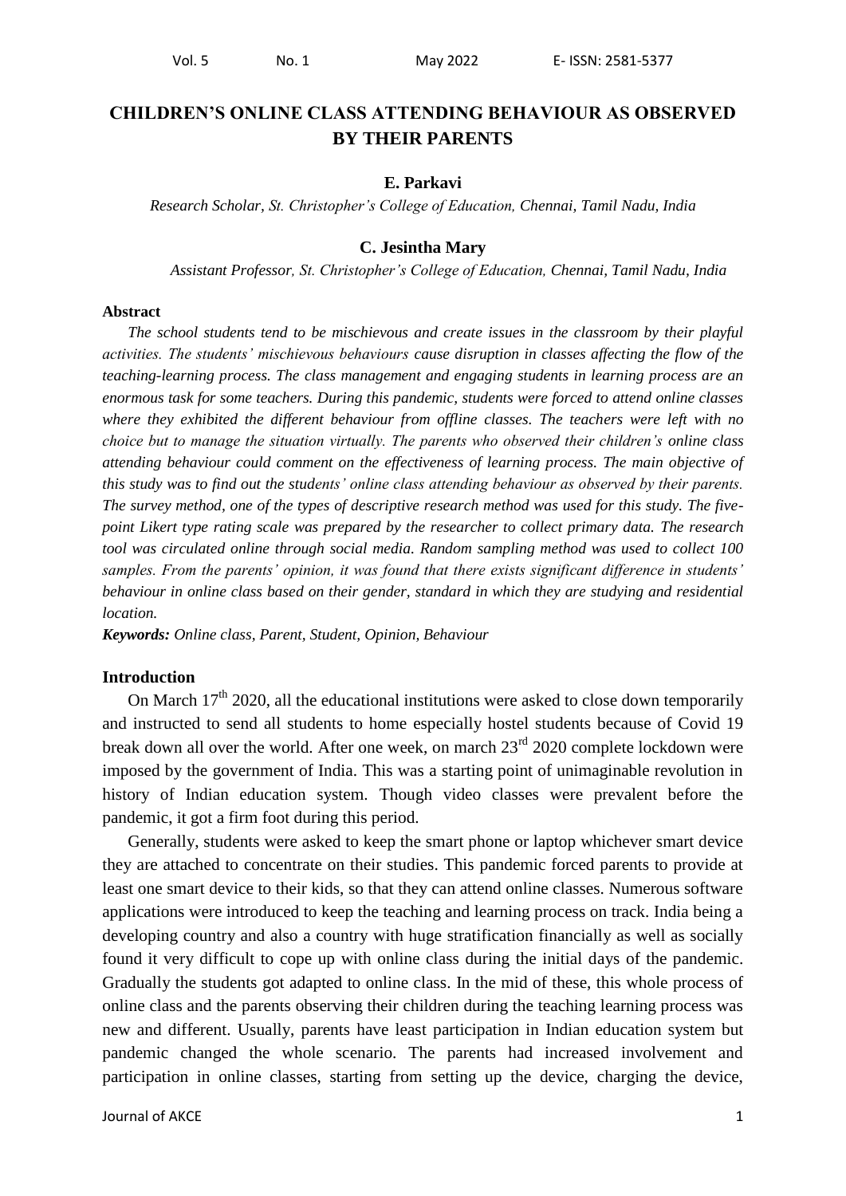# CHILDREN'S ONLINE CLASS ATTENDING BEHAVIOUR AS OBSERVED BY THEIR PARENTS

**E. Parkavi**

*Research Scholar, St. Christopher's College of Education, Chennai, Tamil Nadu, India*

**C. Jesintha Mary**

*Assistant Professor, St. Christopher's College of Education, Chennai, Tamil Nadu, India*

### Abstract

*The school students tend to be mischievous and create issues in the classroom by their playful activities. The students' mischievous behaviours cause disruption in classes affecting the flow of the teaching-learning process. The class management and engaging students in learning process are an enormous task for some teachers. During this pandemic, students were forced to attend online classes where they exhibited the different behaviour from offline classes. The teachers were left with no choice but to manage the situation virtually. The parents who observed their children's online class attending behaviour could comment on the effectiveness of learning process. The main objective of this study was to find out the students' online class attending behaviour as observed by their parents. The survey method, one of the types of descriptive research method was used for this study. The five-point Likert type rating scale was prepared by the researcher to collect primary data. The research tool was circulated online through social media. Random sampling method was used to collect 100 samples. From the parents' opinion, it was found that there exists significant difference in students' behaviour in online class based on their gender, standard in which they are studying and residential location.*

***Keywords:*** *Online class, Parent, Student, Opinion, Behaviour*

### Introduction

On March 17th 2020, all the educational institutions were asked to close down temporarily and instructed to send all students to home especially hostel students because of Covid 19 break down all over the world. After one week, on march 23rd 2020 complete lockdown were imposed by the government of India. This was a starting point of unimaginable revolution in history of Indian education system. Though video classes were prevalent before the pandemic, it got a firm foot during this period.

Generally, students were asked to keep the smart phone or laptop whichever smart device they are attached to concentrate on their studies. This pandemic forced parents to provide at least one smart device to their kids, so that they can attend online classes. Numerous software applications were introduced to keep the teaching and learning process on track. India being a developing country and also a country with huge stratification financially as well as socially found it very difficult to cope up with online class during the initial days of the pandemic. Gradually the students got adapted to online class. In the mid of these, this whole process of online class and the parents observing their children during the teaching learning process was new and different. Usually, parents have least participation in Indian education system but pandemic changed the whole scenario. The parents had increased involvement and participation in online classes, starting from setting up the device, charging the device,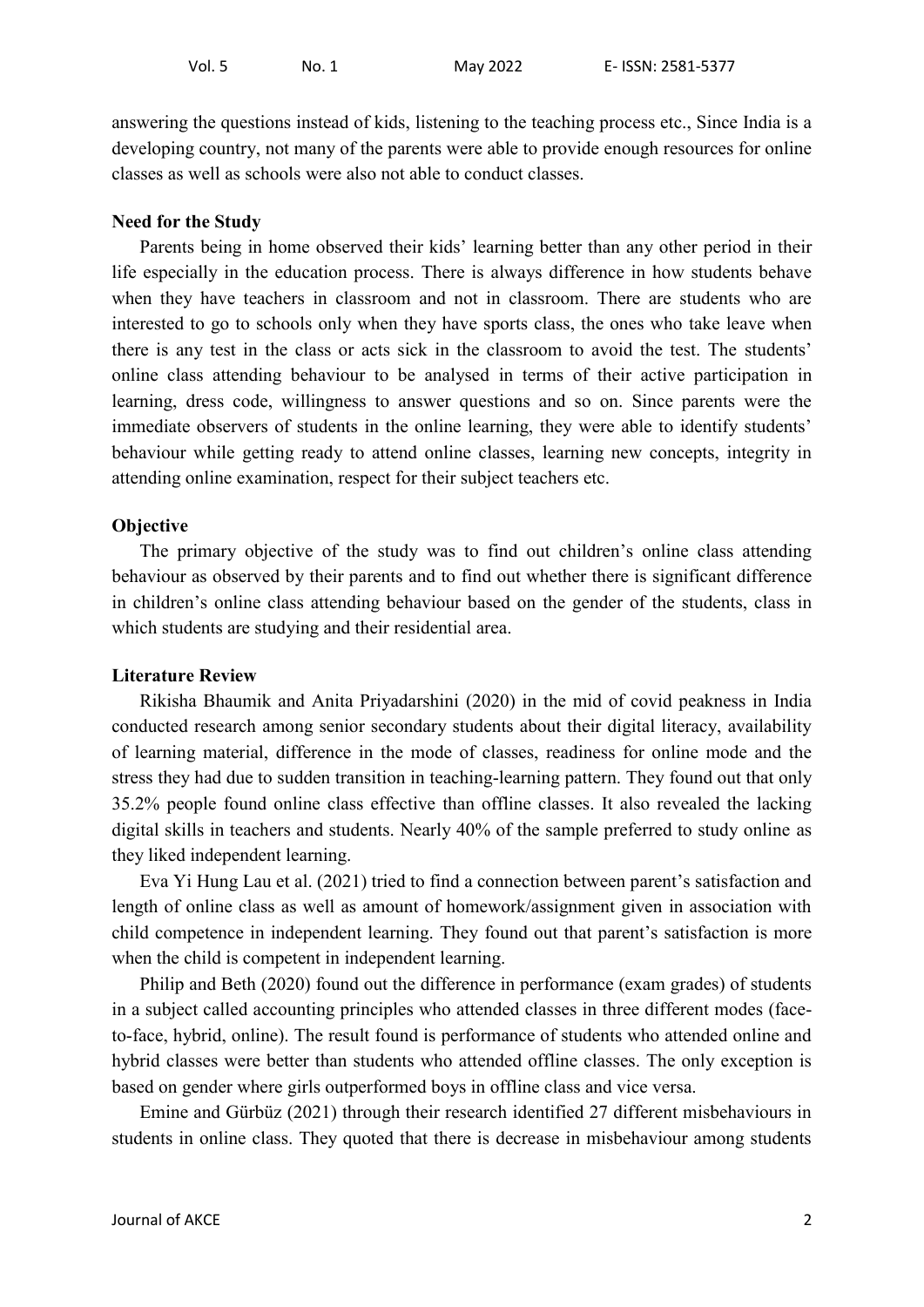answering the questions instead of kids, listening to the teaching process etc., Since India is a developing country, not many of the parents were able to provide enough resources for online classes as well as schools were also not able to conduct classes.

**Need for the Study**

Parents being in home observed their kids' learning better than any other period in their life especially in the education process. There is always difference in how students behave when they have teachers in classroom and not in classroom. There are students who are interested to go to schools only when they have sports class, the ones who take leave when there is any test in the class or acts sick in the classroom to avoid the test. The students' online class attending behaviour to be analysed in terms of their active participation in learning, dress code, willingness to answer questions and so on. Since parents were the immediate observers of students in the online learning, they were able to identify students' behaviour while getting ready to attend online classes, learning new concepts, integrity in attending online examination, respect for their subject teachers etc.

**Objective**

The primary objective of the study was to find out children's online class attending behaviour as observed by their parents and to find out whether there is significant difference in children's online class attending behaviour based on the gender of the students, class in which students are studying and their residential area.

**Literature Review**

Rikisha Bhaumik and Anita Priyadarshini (2020) in the mid of covid peakness in India conducted research among senior secondary students about their digital literacy, availability of learning material, difference in the mode of classes, readiness for online mode and the stress they had due to sudden transition in teaching-learning pattern. They found out that only 35.2% people found online class effective than offline classes. It also revealed the lacking digital skills in teachers and students. Nearly 40% of the sample preferred to study online as they liked independent learning.

Eva Yi Hung Lau et al. (2021) tried to find a connection between parent's satisfaction and length of online class as well as amount of homework/assignment given in association with child competence in independent learning. They found out that parent's satisfaction is more when the child is competent in independent learning.

Philip and Beth (2020) found out the difference in performance (exam grades) of students in a subject called accounting principles who attended classes in three different modes (face-to-face, hybrid, online). The result found is performance of students who attended online and hybrid classes were better than students who attended offline classes. The only exception is based on gender where girls outperformed boys in offline class and vice versa.

Emine and Gürbüz (2021) through their research identified 27 different misbehaviours in students in online class. They quoted that there is decrease in misbehaviour among students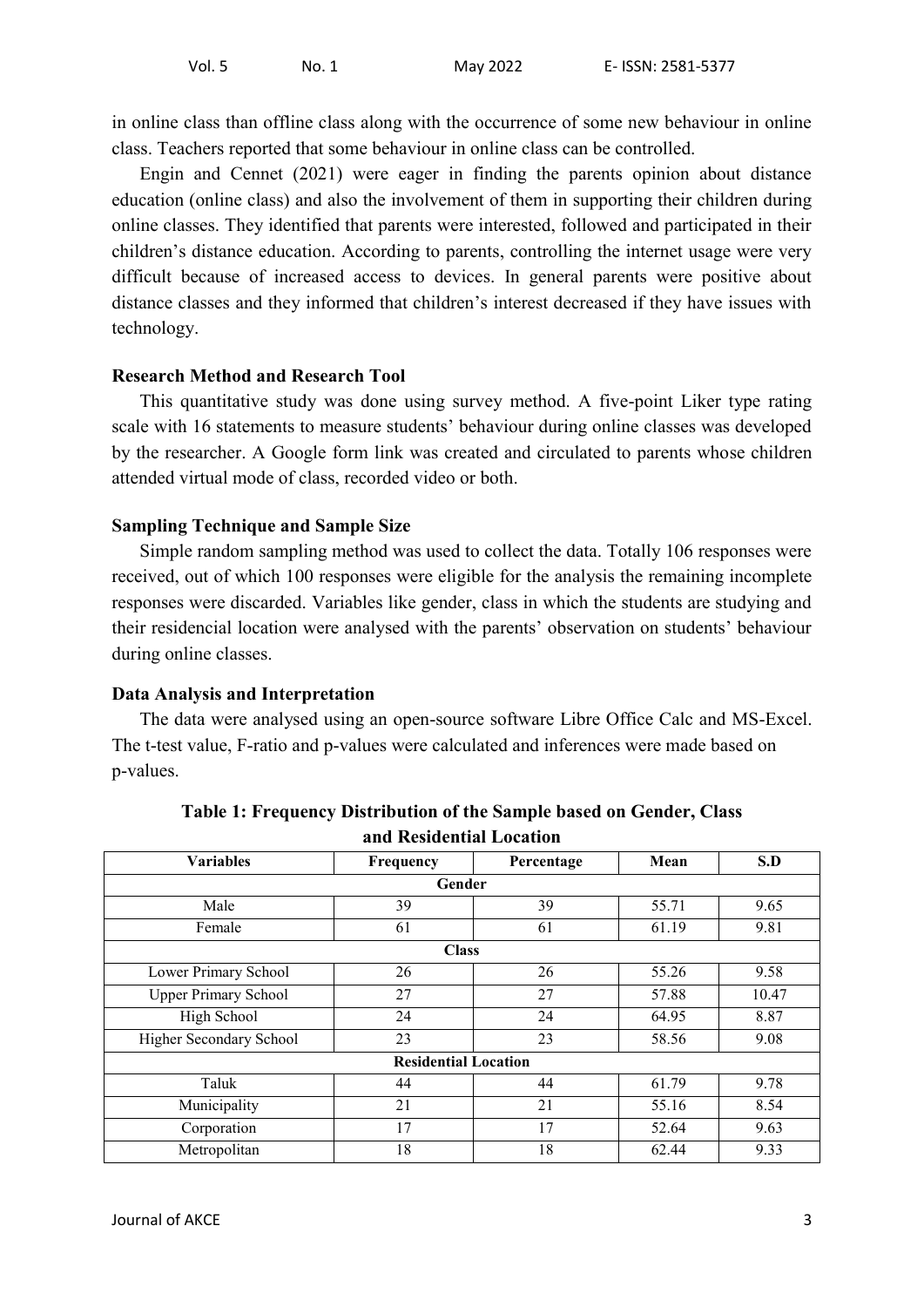in online class than offline class along with the occurrence of some new behaviour in online class. Teachers reported that some behaviour in online class can be controlled.

Engin and Cennet (2021) were eager in finding the parents opinion about distance education (online class) and also the involvement of them in supporting their children during online classes. They identified that parents were interested, followed and participated in their children's distance education. According to parents, controlling the internet usage were very difficult because of increased access to devices. In general parents were positive about distance classes and they informed that children's interest decreased if they have issues with technology.

**Research Method and Research Tool**

This quantitative study was done using survey method. A five-point Liker type rating scale with 16 statements to measure students' behaviour during online classes was developed by the researcher. A Google form link was created and circulated to parents whose children attended virtual mode of class, recorded video or both.

**Sampling Technique and Sample Size**

Simple random sampling method was used to collect the data. Totally 106 responses were received, out of which 100 responses were eligible for the analysis the remaining incomplete responses were discarded. Variables like gender, class in which the students are studying and their residencial location were analysed with the parents' observation on students' behaviour during online classes.

**Data Analysis and Interpretation**

The data were analysed using an open-source software Libre Office Calc and MS-Excel. The t-test value, F-ratio and p-values were calculated and inferences were made based on p-values.

**Table 1: Frequency Distribution of the Sample based on Gender, Class and Residential Location**

| Variables | Frequency | Percentage | Mean | S.D |
|---|---|---|---|---|
| **Gender** | | | | |
| Male | 39 | 39 | 55.71 | 9.65 |
| Female | 61 | 61 | 61.19 | 9.81 |
| **Class** | | | | |
| Lower Primary School | 26 | 26 | 55.26 | 9.58 |
| Upper Primary School | 27 | 27 | 57.88 | 10.47 |
| High School | 24 | 24 | 64.95 | 8.87 |
| Higher Secondary School | 23 | 23 | 58.56 | 9.08 |
| **Residential Location** | | | | |
| Taluk | 44 | 44 | 61.79 | 9.78 |
| Municipality | 21 | 21 | 55.16 | 8.54 |
| Corporation | 17 | 17 | 52.64 | 9.63 |
| Metropolitan | 18 | 18 | 62.44 | 9.33 |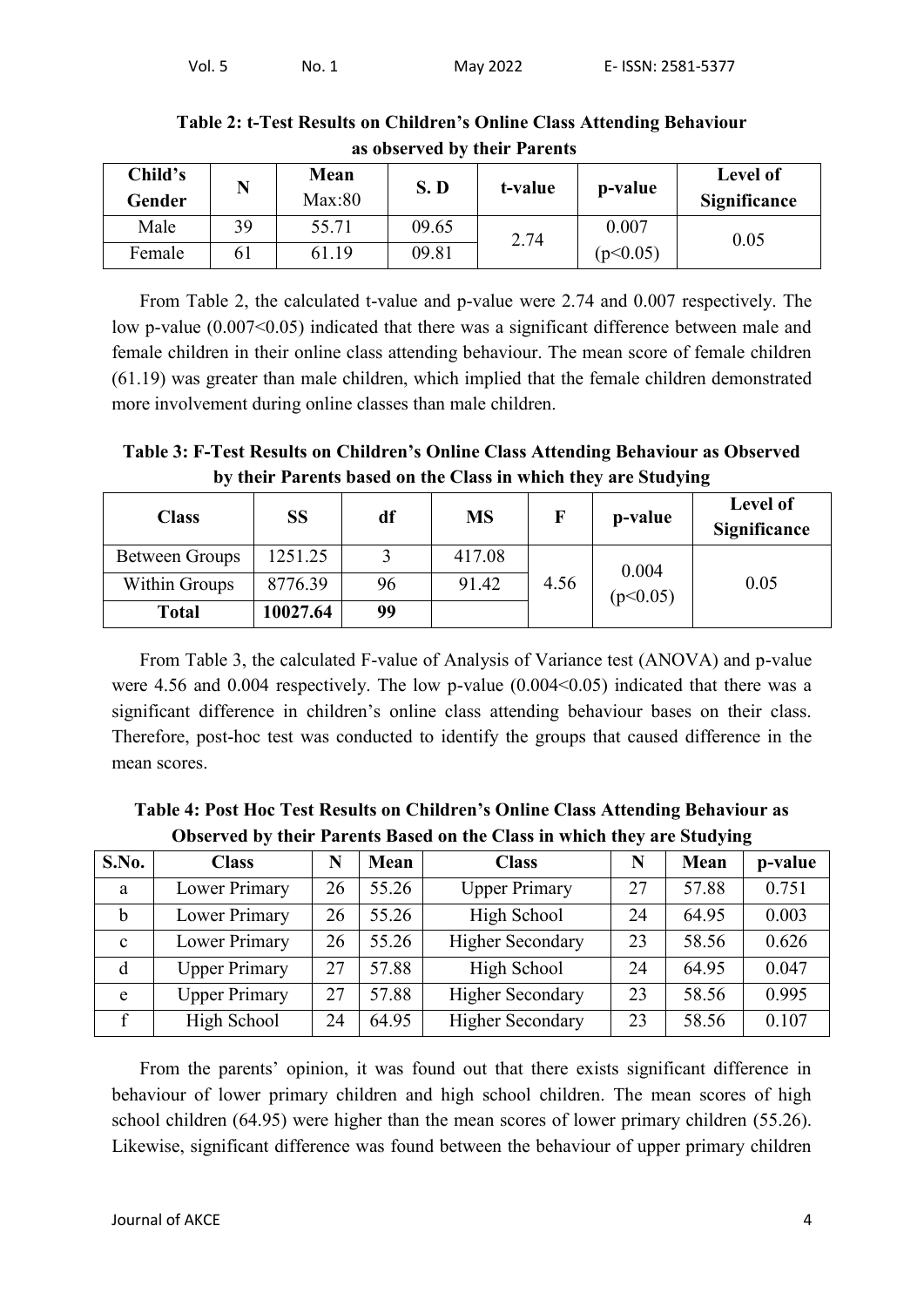**Table 2: t-Test Results on Children's Online Class Attending Behaviour as observed by their Parents**

| Child's Gender | N | Mean Max:80 | S. D | t-value | p-value | Level of Significance |
|---|---|---|---|---|---|---|
| Male | 39 | 55.71 | 09.65 | 2.74 | 0.007 ($p<0.05$) | 0.05 |
| Female | 61 | 61.19 | 09.81 | | | |

From Table 2, the calculated t-value and p-value were 2.74 and 0.007 respectively. The low p-value ($0.007<0.05$) indicated that there was a significant difference between male and female children in their online class attending behaviour. The mean score of female children (61.19) was greater than male children, which implied that the female children demonstrated more involvement during online classes than male children.

**Table 3: F-Test Results on Children's Online Class Attending Behaviour as Observed by their Parents based on the Class in which they are Studying**

| Class | SS | df | MS | F | p-value | Level of Significance |
|---|---|---|---|---|---|---|
| Between Groups | 1251.25 | 3 | 417.08 | 4.56 | 0.004 ($p<0.05$) | 0.05 |
| Within Groups | 8776.39 | 96 | 91.42 | | | |
| **Total** | **10027.64** | **99** | | | | |

From Table 3, the calculated F-value of Analysis of Variance test (ANOVA) and p-value were 4.56 and 0.004 respectively. The low p-value ($0.004<0.05$) indicated that there was a significant difference in children's online class attending behaviour bases on their class. Therefore, post-hoc test was conducted to identify the groups that caused difference in the mean scores.

**Table 4: Post Hoc Test Results on Children's Online Class Attending Behaviour as Observed by their Parents Based on the Class in which they are Studying**

| S.No. | Class | N | Mean | Class | N | Mean | p-value |
|---|---|---|---|---|---|---|---|
| a | Lower Primary | 26 | 55.26 | Upper Primary | 27 | 57.88 | 0.751 |
| b | Lower Primary | 26 | 55.26 | High School | 24 | 64.95 | 0.003 |
| c | Lower Primary | 26 | 55.26 | Higher Secondary | 23 | 58.56 | 0.626 |
| d | Upper Primary | 27 | 57.88 | High School | 24 | 64.95 | 0.047 |
| e | Upper Primary | 27 | 57.88 | Higher Secondary | 23 | 58.56 | 0.995 |
| f | High School | 24 | 64.95 | Higher Secondary | 23 | 58.56 | 0.107 |

From the parents' opinion, it was found out that there exists significant difference in behaviour of lower primary children and high school children. The mean scores of high school children (64.95) were higher than the mean scores of lower primary children (55.26). Likewise, significant difference was found between the behaviour of upper primary children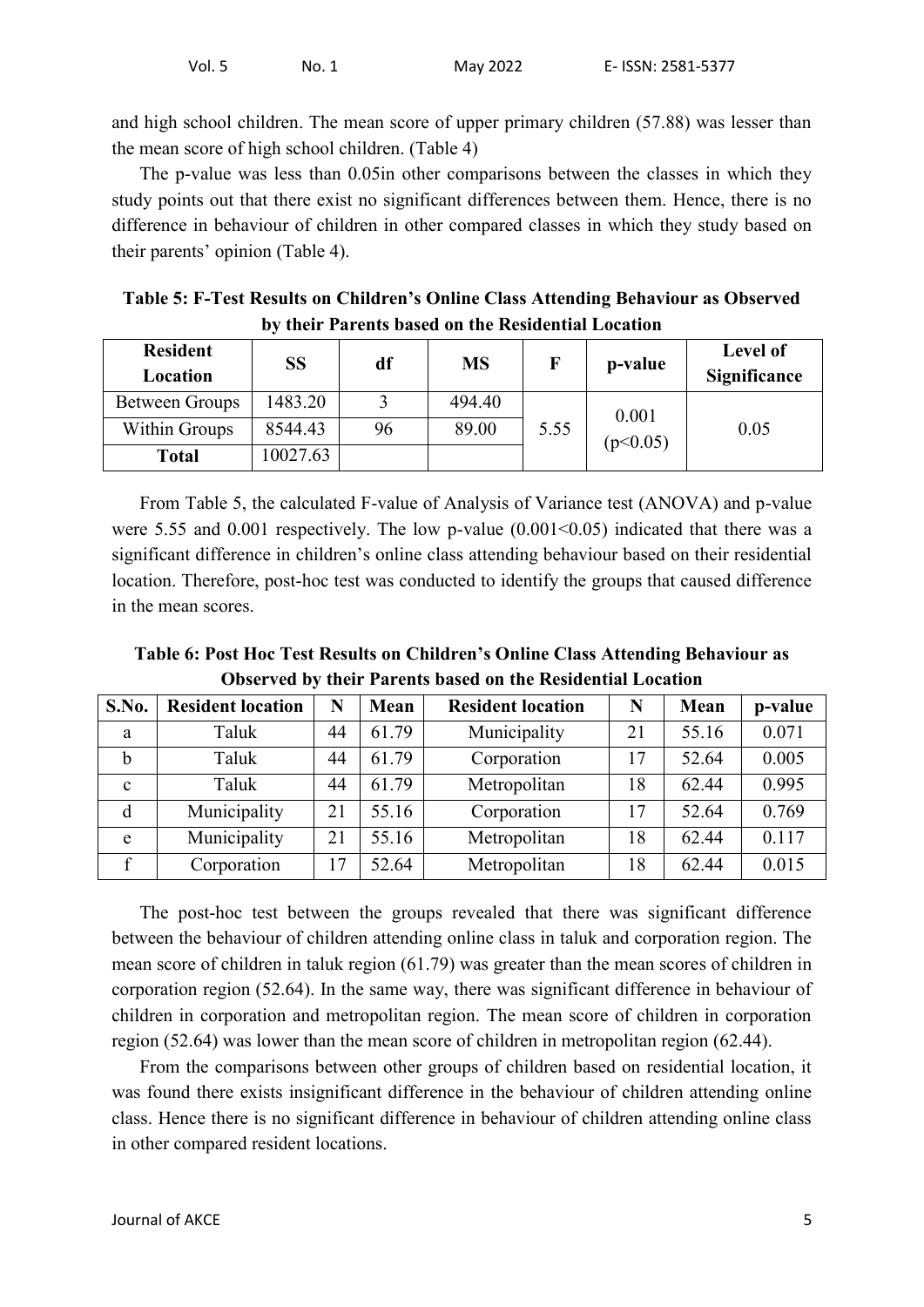and high school children. The mean score of upper primary children (57.88) was lesser than the mean score of high school children. (Table 4)

The p-value was less than 0.05in other comparisons between the classes in which they study points out that there exist no significant differences between them. Hence, there is no difference in behaviour of children in other compared classes in which they study based on their parents' opinion (Table 4).

**Table 5: F-Test Results on Children's Online Class Attending Behaviour as Observed by their Parents based on the Residential Location**

| Resident Location | SS | df | MS | F | p-value | Level of Significance |
|---|---|---|---|---|---|---|
| Between Groups | 1483.20 | 3 | 494.40 | 5.55 | 0.001 ($p<0.05$) | 0.05 |
| Within Groups | 8544.43 | 96 | 89.00 | | | |
| **Total** | 10027.63 | | | | | |

From Table 5, the calculated F-value of Analysis of Variance test (ANOVA) and p-value were 5.55 and 0.001 respectively. The low p-value ($0.001<0.05$) indicated that there was a significant difference in children's online class attending behaviour based on their residential location. Therefore, post-hoc test was conducted to identify the groups that caused difference in the mean scores.

**Table 6: Post Hoc Test Results on Children's Online Class Attending Behaviour as Observed by their Parents based on the Residential Location**

| S.No. | Resident location | N | Mean | Resident location | N | Mean | p-value |
|---|---|---|---|---|---|---|---|
| a | Taluk | 44 | 61.79 | Municipality | 21 | 55.16 | 0.071 |
| b | Taluk | 44 | 61.79 | Corporation | 17 | 52.64 | 0.005 |
| c | Taluk | 44 | 61.79 | Metropolitan | 18 | 62.44 | 0.995 |
| d | Municipality | 21 | 55.16 | Corporation | 17 | 52.64 | 0.769 |
| e | Municipality | 21 | 55.16 | Metropolitan | 18 | 62.44 | 0.117 |
| f | Corporation | 17 | 52.64 | Metropolitan | 18 | 62.44 | 0.015 |

The post-hoc test between the groups revealed that there was significant difference between the behaviour of children attending online class in taluk and corporation region. The mean score of children in taluk region (61.79) was greater than the mean scores of children in corporation region (52.64). In the same way, there was significant difference in behaviour of children in corporation and metropolitan region. The mean score of children in corporation region (52.64) was lower than the mean score of children in metropolitan region (62.44).

From the comparisons between other groups of children based on residential location, it was found there exists insignificant difference in the behaviour of children attending online class. Hence there is no significant difference in behaviour of children attending online class in other compared resident locations.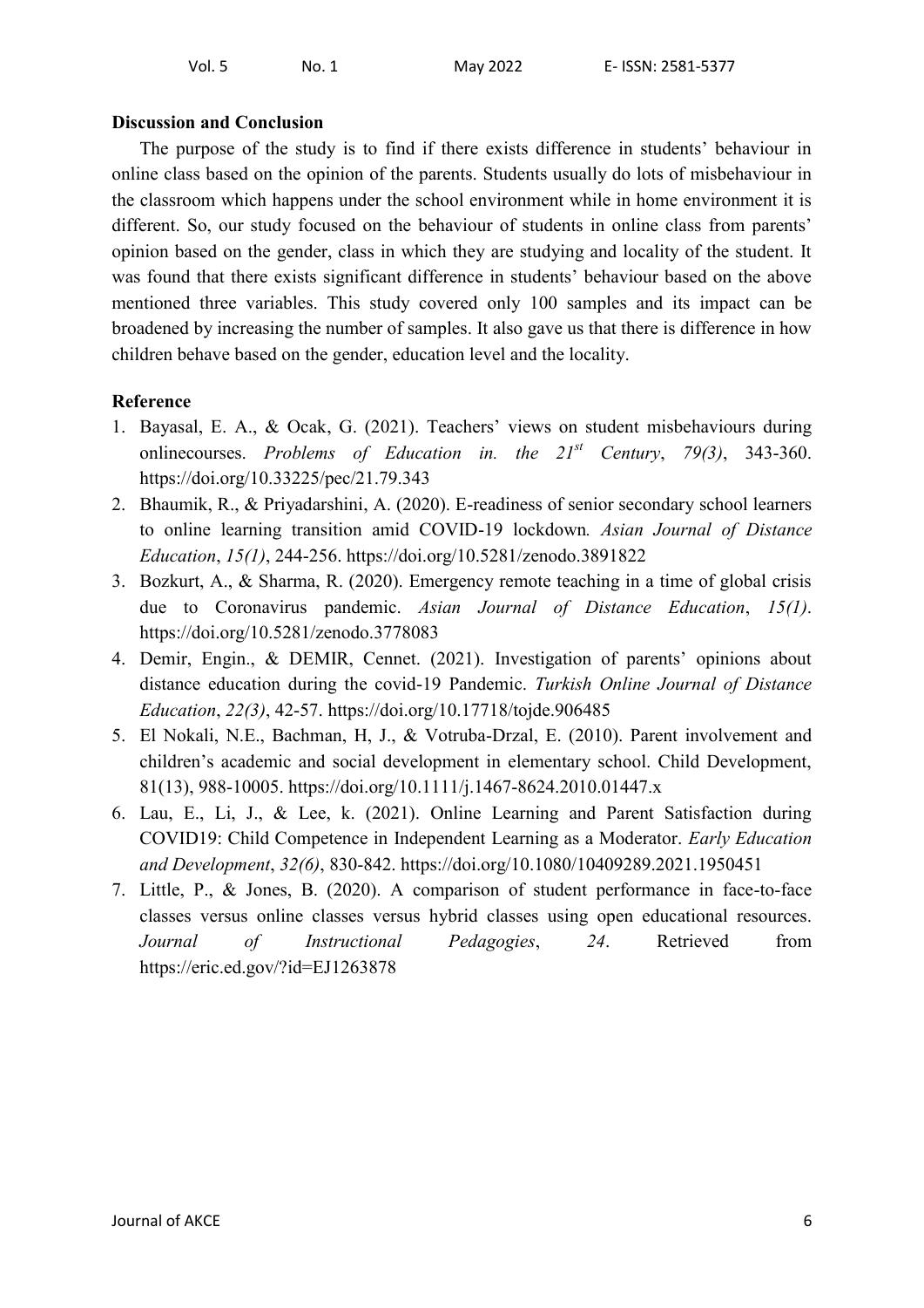## Discussion and Conclusion

The purpose of the study is to find if there exists difference in students' behaviour in online class based on the opinion of the parents. Students usually do lots of misbehaviour in the classroom which happens under the school environment while in home environment it is different. So, our study focused on the behaviour of students in online class from parents' opinion based on the gender, class in which they are studying and locality of the student. It was found that there exists significant difference in students' behaviour based on the above mentioned three variables. This study covered only 100 samples and its impact can be broadened by increasing the number of samples. It also gave us that there is difference in how children behave based on the gender, education level and the locality.

## Reference

1. Bayasal, E. A., & Ocak, G. (2021). Teachers' views on student misbehaviours during onlinecourses. *Problems of Education in. the 21st Century*, *79(3)*, 343-360. https://doi.org/10.33225/pec/21.79.343
2. Bhaumik, R., & Priyadarshini, A. (2020). E-readiness of senior secondary school learners to online learning transition amid COVID-19 lockdown. *Asian Journal of Distance Education*, *15(1)*, 244-256. https://doi.org/10.5281/zenodo.3891822
3. Bozkurt, A., & Sharma, R. (2020). Emergency remote teaching in a time of global crisis due to Coronavirus pandemic. *Asian Journal of Distance Education*, *15(1)*. https://doi.org/10.5281/zenodo.3778083
4. Demir, Engin., & DEMIR, Cennet. (2021). Investigation of parents' opinions about distance education during the covid-19 Pandemic. *Turkish Online Journal of Distance Education*, *22(3)*, 42-57. https://doi.org/10.17718/tojde.906485
5. El Nokali, N.E., Bachman, H, J., & Votruba-Drzal, E. (2010). Parent involvement and children's academic and social development in elementary school. Child Development, 81(13), 988-10005. https://doi.org/10.1111/j.1467-8624.2010.01447.x
6. Lau, E., Li, J., & Lee, k. (2021). Online Learning and Parent Satisfaction during COVID19: Child Competence in Independent Learning as a Moderator. *Early Education and Development*, *32(6)*, 830-842. https://doi.org/10.1080/10409289.2021.1950451
7. Little, P., & Jones, B. (2020). A comparison of student performance in face-to-face classes versus online classes versus hybrid classes using open educational resources. *Journal of Instructional Pedagogies*, *24*. Retrieved from https://eric.ed.gov/?id=EJ1263878